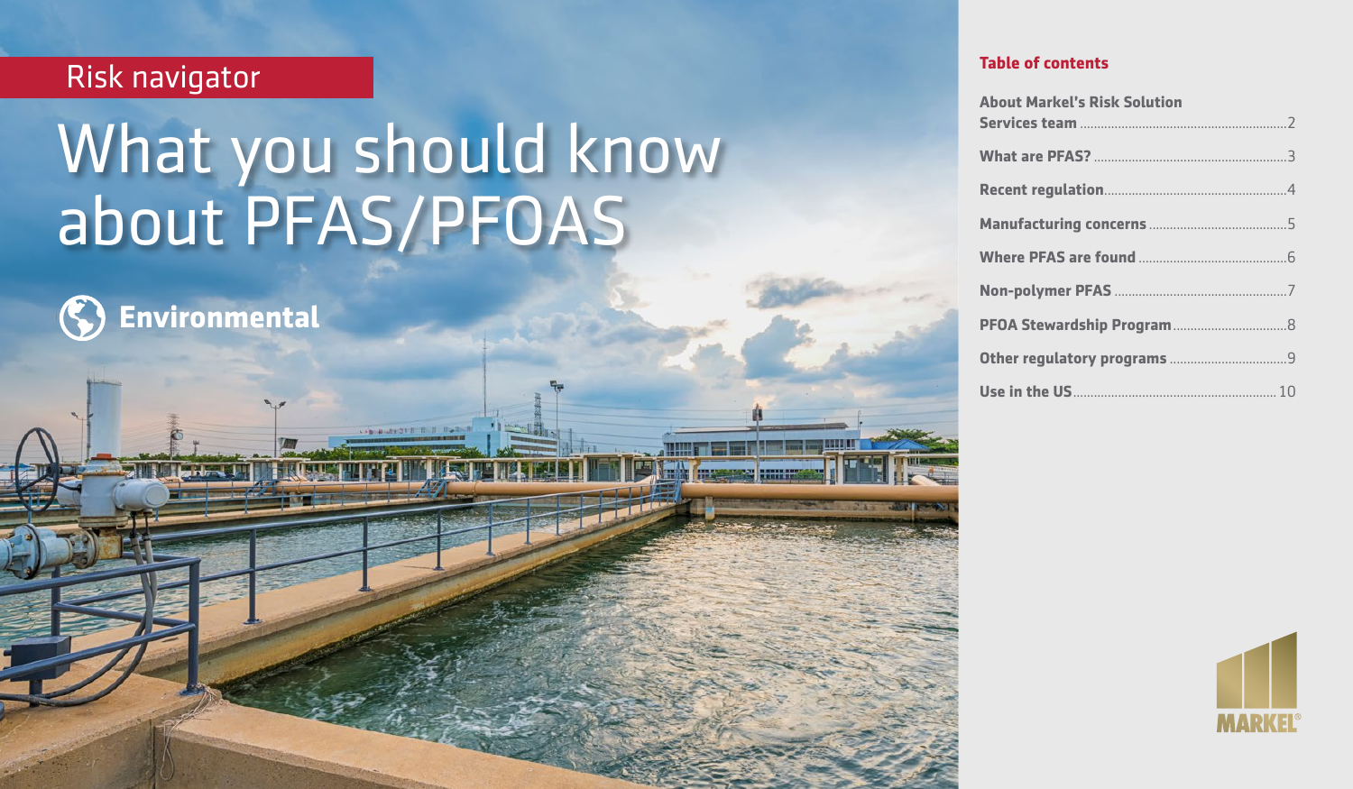Risk navigator

# What you should know about PFAS/PFOAS

Environmental

## Table of contents

- About Markel's Risk Solution Services team ..... 2
- What are PFAS? ..... 3
- Recent regulation ..... 4
- Manufacturing concerns ..... 5
- Where PFAS are found ..... 6
- Non-polymer PFAS ..... 7
- PFOA Stewardship Program ..... 8
- Other regulatory programs ..... 9
- Use in the US ..... 10

MARKEL®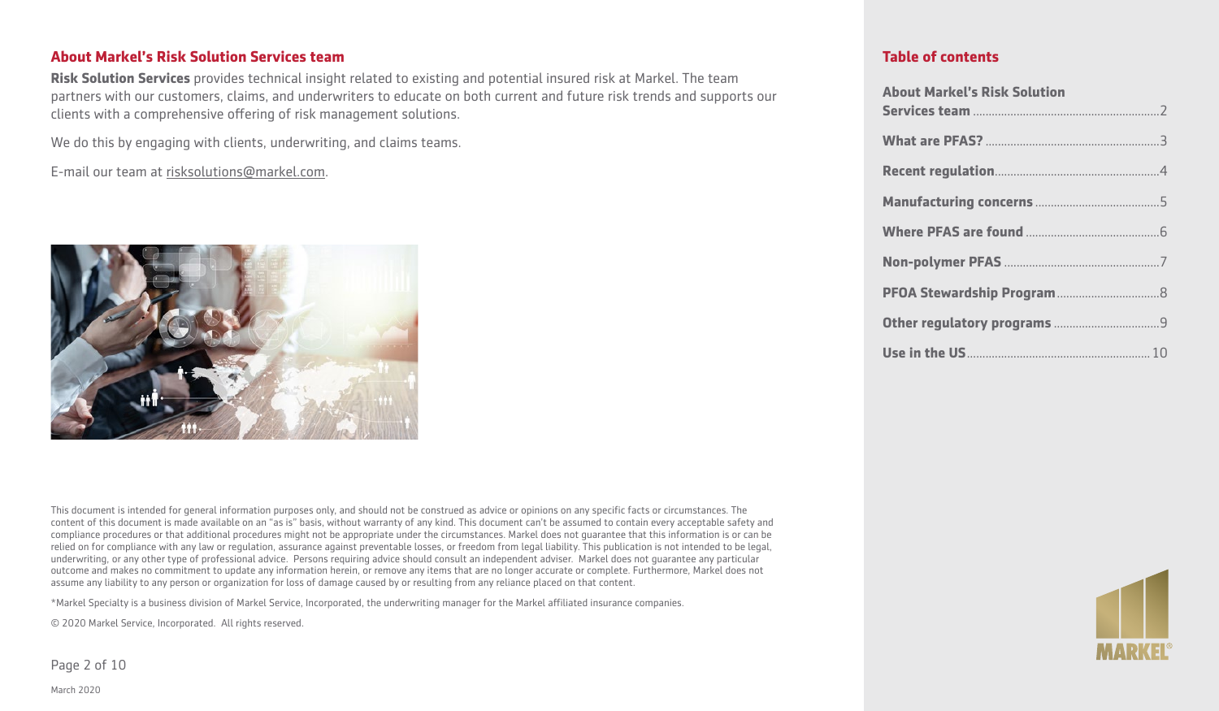## About Markel's Risk Solution Services team

**Risk Solution Services** provides technical insight related to existing and potential insured risk at Markel. The team partners with our customers, claims, and underwriters to educate on both current and future risk trends and supports our clients with a comprehensive offering of risk management solutions.

We do this by engaging with clients, underwriting, and claims teams.

E-mail our team at risksolutions@markel.com.

This document is intended for general information purposes only, and should not be construed as advice or opinions on any specific facts or circumstances. The content of this document is made available on an "as is" basis, without warranty of any kind. This document can't be assumed to contain every acceptable safety and compliance procedures or that additional procedures might not be appropriate under the circumstances. Markel does not guarantee that this information is or can be relied on for compliance with any law or regulation, assurance against preventable losses, or freedom from legal liability. This publication is not intended to be legal, underwriting, or any other type of professional advice. Persons requiring advice should consult an independent adviser. Markel does not guarantee any particular outcome and makes no commitment to update any information herein, or remove any items that are no longer accurate or complete. Furthermore, Markel does not assume any liability to any person or organization for loss of damage caused by or resulting from any reliance placed on that content.

*Markel Specialty is a business division of Markel Service, Incorporated, the underwriting manager for the Markel affiliated insurance companies.

© 2020 Markel Service, Incorporated. All rights reserved.

March 2020

## Table of contents

**About Markel's Risk Solution Services team** ..... 2

**What are PFAS?** ..... 3

**Recent regulation** ..... 4

**Manufacturing concerns** ..... 5

**Where PFAS are found** ..... 6

**Non-polymer PFAS** ..... 7

**PFOA Stewardship Program** ..... 8

**Other regulatory programs** ..... 9

**Use in the US** ..... 10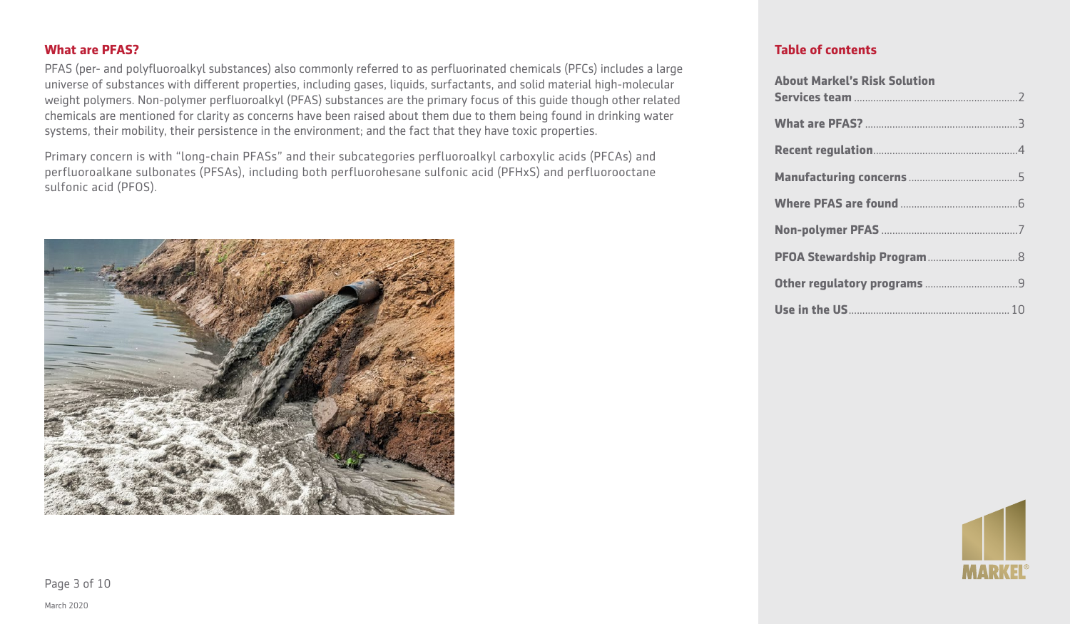## What are PFAS?

PFAS (per- and polyfluoroalkyl substances) also commonly referred to as perfluorinated chemicals (PFCs) includes a large universe of substances with different properties, including gases, liquids, surfactants, and solid material high-molecular weight polymers. Non-polymer perfluoroalkyl (PFAS) substances are the primary focus of this guide though other related chemicals are mentioned for clarity as concerns have been raised about them due to them being found in drinking water systems, their mobility, their persistence in the environment; and the fact that they have toxic properties.

Primary concern is with "long-chain PFASs" and their subcategories perfluoroalkyl carboxylic acids (PFCAs) and perfluoroalkane sulbonates (PFSAs), including both perfluorohesane sulfonic acid (PFHxS) and perfluorooctane sulfonic acid (PFOS).

## Table of contents

- About Markel's Risk Solution Services team .......... 2
- What are PFAS? .......... 3
- Recent regulation .......... 4
- Manufacturing concerns .......... 5
- Where PFAS are found .......... 6
- Non-polymer PFAS .......... 7
- PFOA Stewardship Program .......... 8
- Other regulatory programs .......... 9
- Use in the US .......... 10

March 2020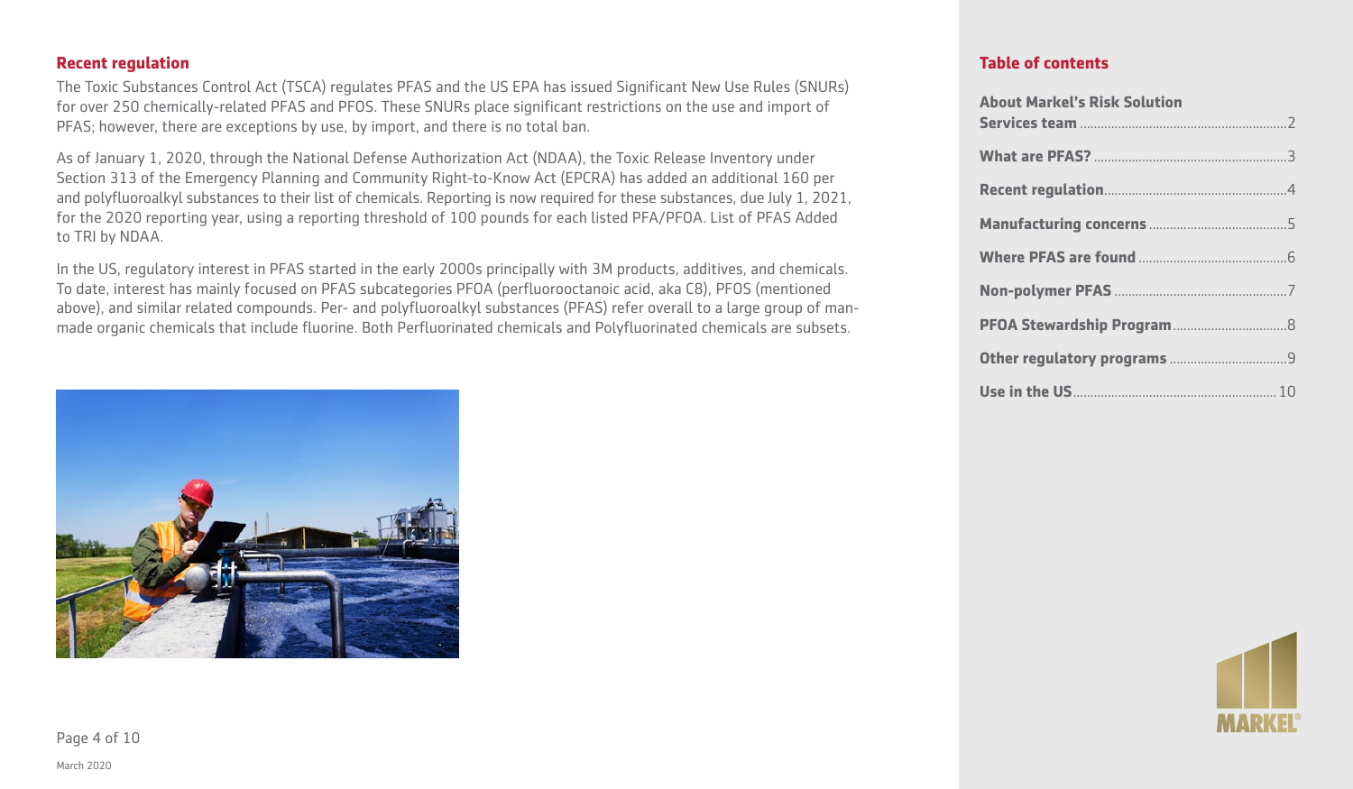## Recent regulation

The Toxic Substances Control Act (TSCA) regulates PFAS and the US EPA has issued Significant New Use Rules (SNURs) for over 250 chemically-related PFAS and PFOS. These SNURs place significant restrictions on the use and import of PFAS; however, there are exceptions by use, by import, and there is no total ban.

As of January 1, 2020, through the National Defense Authorization Act (NDAA), the Toxic Release Inventory under Section 313 of the Emergency Planning and Community Right-to-Know Act (EPCRA) has added an additional 160 per and polyfluoroalkyl substances to their list of chemicals. Reporting is now required for these substances, due July 1, 2021, for the 2020 reporting year, using a reporting threshold of 100 pounds for each listed PFA/PFOA. List of PFAS Added to TRI by NDAA.

In the US, regulatory interest in PFAS started in the early 2000s principally with 3M products, additives, and chemicals. To date, interest has mainly focused on PFAS subcategories PFOA (perfluorooctanoic acid, aka C8), PFOS (mentioned above), and similar related compounds. Per- and polyfluoroalkyl substances (PFAS) refer overall to a large group of man-made organic chemicals that include fluorine. Both Perfluorinated chemicals and Polyfluorinated chemicals are subsets.

March 2020

## Table of contents

| | |
|---|---|
| **About Markel's Risk Solution Services team** | 2 |
| **What are PFAS?** | 3 |
| **Recent regulation** | 4 |
| **Manufacturing concerns** | 5 |
| **Where PFAS are found** | 6 |
| **Non-polymer PFAS** | 7 |
| **PFOA Stewardship Program** | 8 |
| **Other regulatory programs** | 9 |
| **Use in the US** | 10 |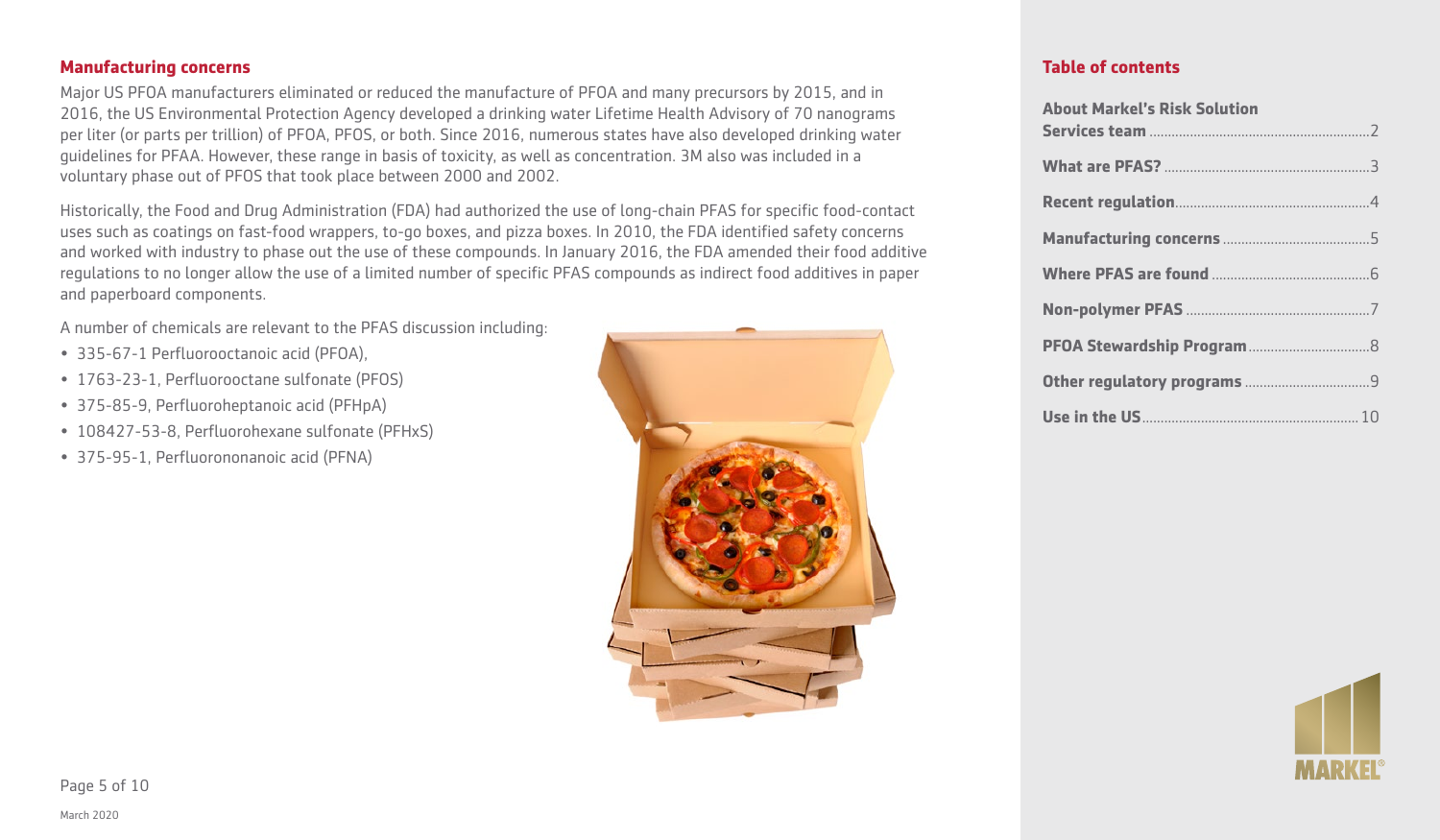## Manufacturing concerns

Major US PFOA manufacturers eliminated or reduced the manufacture of PFOA and many precursors by 2015, and in 2016, the US Environmental Protection Agency developed a drinking water Lifetime Health Advisory of 70 nanograms per liter (or parts per trillion) of PFOA, PFOS, or both. Since 2016, numerous states have also developed drinking water guidelines for PFAA. However, these range in basis of toxicity, as well as concentration. 3M also was included in a voluntary phase out of PFOS that took place between 2000 and 2002.

Historically, the Food and Drug Administration (FDA) had authorized the use of long-chain PFAS for specific food-contact uses such as coatings on fast-food wrappers, to-go boxes, and pizza boxes. In 2010, the FDA identified safety concerns and worked with industry to phase out the use of these compounds. In January 2016, the FDA amended their food additive regulations to no longer allow the use of a limited number of specific PFAS compounds as indirect food additives in paper and paperboard components.

A number of chemicals are relevant to the PFAS discussion including:

- 335-67-1 Perfluorooctanoic acid (PFOA),
- 1763-23-1, Perfluorooctane sulfonate (PFOS)
- 375-85-9, Perfluoroheptanoic acid (PFHpA)
- 108427-53-8, Perfluorohexane sulfonate (PFHxS)
- 375-95-1, Perfluorononanoic acid (PFNA)

## Table of contents

- **About Markel's Risk Solution Services team** .......... 2
- **What are PFAS?** .......... 3
- **Recent regulation** .......... 4
- **Manufacturing concerns** .......... 5
- **Where PFAS are found** .......... 6
- **Non-polymer PFAS** .......... 7
- **PFOA Stewardship Program** .......... 8
- **Other regulatory programs** .......... 9
- **Use in the US** .......... 10

March 2020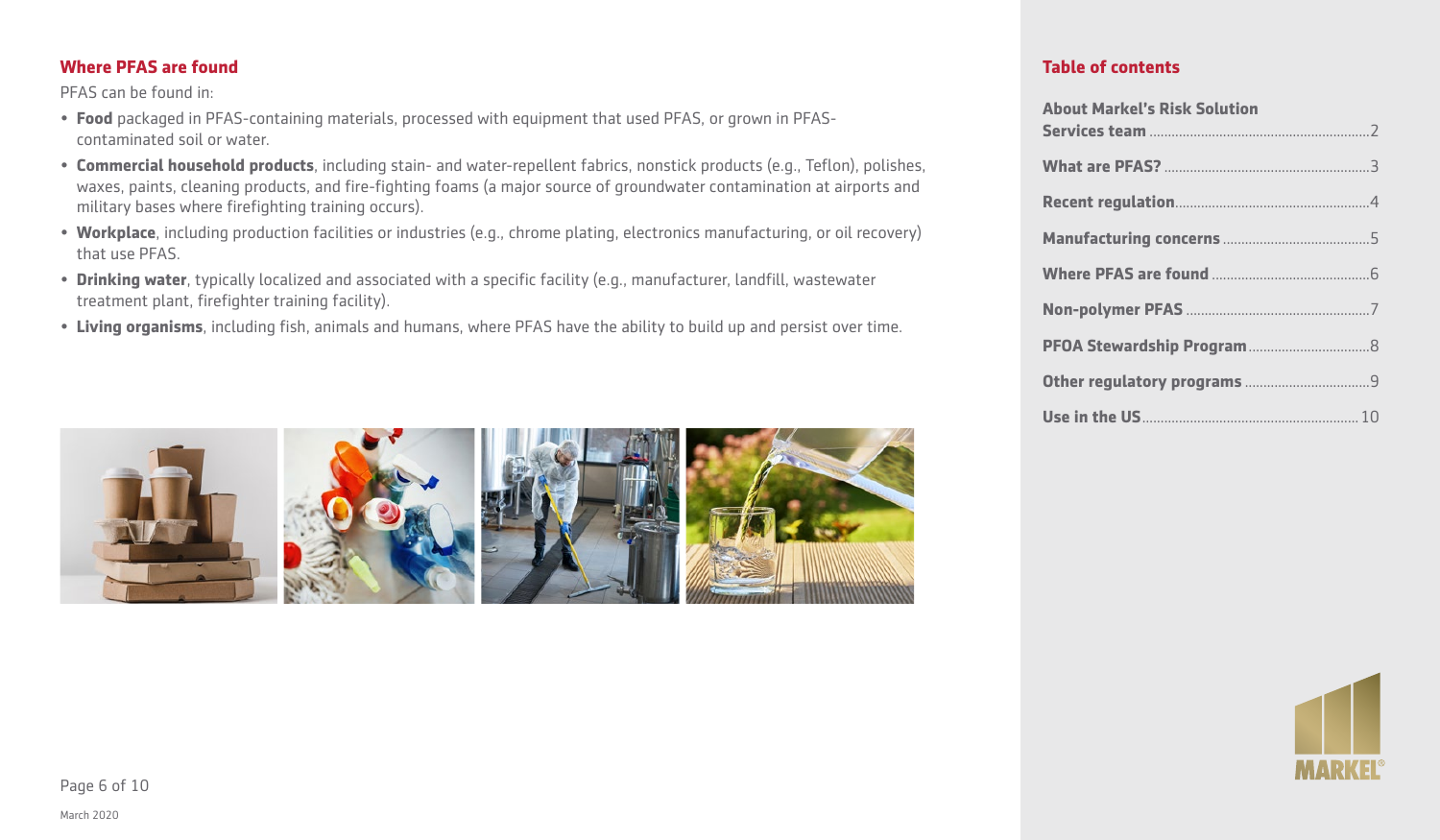## Where PFAS are found

PFAS can be found in:

- **Food** packaged in PFAS-containing materials, processed with equipment that used PFAS, or grown in PFAS-contaminated soil or water.
- **Commercial household products**, including stain- and water-repellent fabrics, nonstick products (e.g., Teflon), polishes, waxes, paints, cleaning products, and fire-fighting foams (a major source of groundwater contamination at airports and military bases where firefighting training occurs).
- **Workplace**, including production facilities or industries (e.g., chrome plating, electronics manufacturing, or oil recovery) that use PFAS.
- **Drinking water**, typically localized and associated with a specific facility (e.g., manufacturer, landfill, wastewater treatment plant, firefighter training facility).
- **Living organisms**, including fish, animals and humans, where PFAS have the ability to build up and persist over time.

## Table of contents

- **About Markel's Risk Solution Services team** ..... 2
- **What are PFAS?** ..... 3
- **Recent regulation** ..... 4
- **Manufacturing concerns** ..... 5
- **Where PFAS are found** ..... 6
- **Non-polymer PFAS** ..... 7
- **PFOA Stewardship Program** ..... 8
- **Other regulatory programs** ..... 9
- **Use in the US** ..... 10

March 2020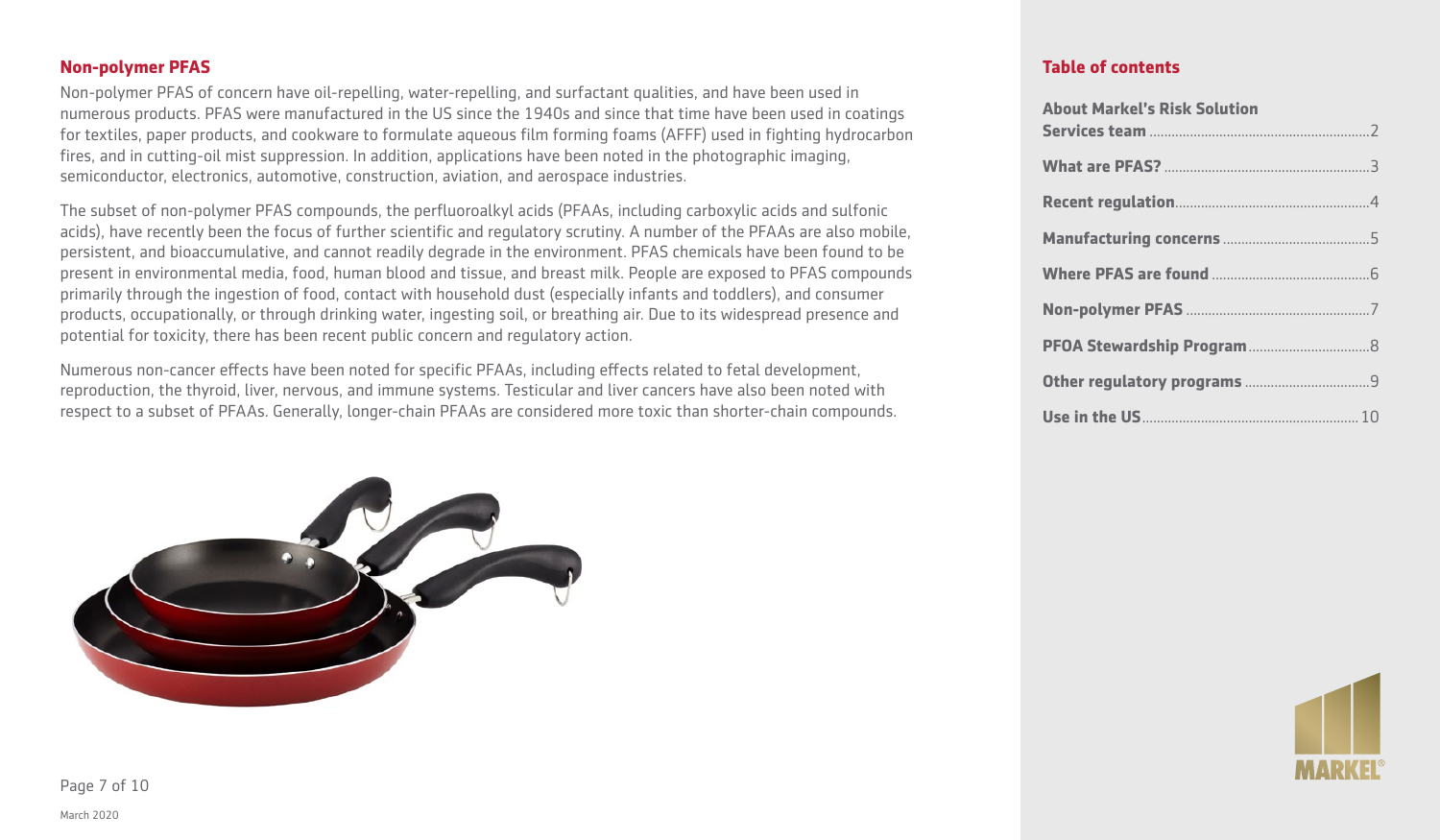## Non-polymer PFAS

Non-polymer PFAS of concern have oil-repelling, water-repelling, and surfactant qualities, and have been used in numerous products. PFAS were manufactured in the US since the 1940s and since that time have been used in coatings for textiles, paper products, and cookware to formulate aqueous film forming foams (AFFF) used in fighting hydrocarbon fires, and in cutting-oil mist suppression. In addition, applications have been noted in the photographic imaging, semiconductor, electronics, automotive, construction, aviation, and aerospace industries.

The subset of non-polymer PFAS compounds, the perfluoroalkyl acids (PFAAs, including carboxylic acids and sulfonic acids), have recently been the focus of further scientific and regulatory scrutiny. A number of the PFAAs are also mobile, persistent, and bioaccumulative, and cannot readily degrade in the environment. PFAS chemicals have been found to be present in environmental media, food, human blood and tissue, and breast milk. People are exposed to PFAS compounds primarily through the ingestion of food, contact with household dust (especially infants and toddlers), and consumer products, occupationally, or through drinking water, ingesting soil, or breathing air. Due to its widespread presence and potential for toxicity, there has been recent public concern and regulatory action.

Numerous non-cancer effects have been noted for specific PFAAs, including effects related to fetal development, reproduction, the thyroid, liver, nervous, and immune systems. Testicular and liver cancers have also been noted with respect to a subset of PFAAs. Generally, longer-chain PFAAs are considered more toxic than shorter-chain compounds.

March 2020

## Table of contents

- **About Markel's Risk Solution Services team** ........ 2
- **What are PFAS?** ........ 3
- **Recent regulation** ........ 4
- **Manufacturing concerns** ........ 5
- **Where PFAS are found** ........ 6
- **Non-polymer PFAS** ........ 7
- **PFOA Stewardship Program** ........ 8
- **Other regulatory programs** ........ 9
- **Use in the US** ........ 10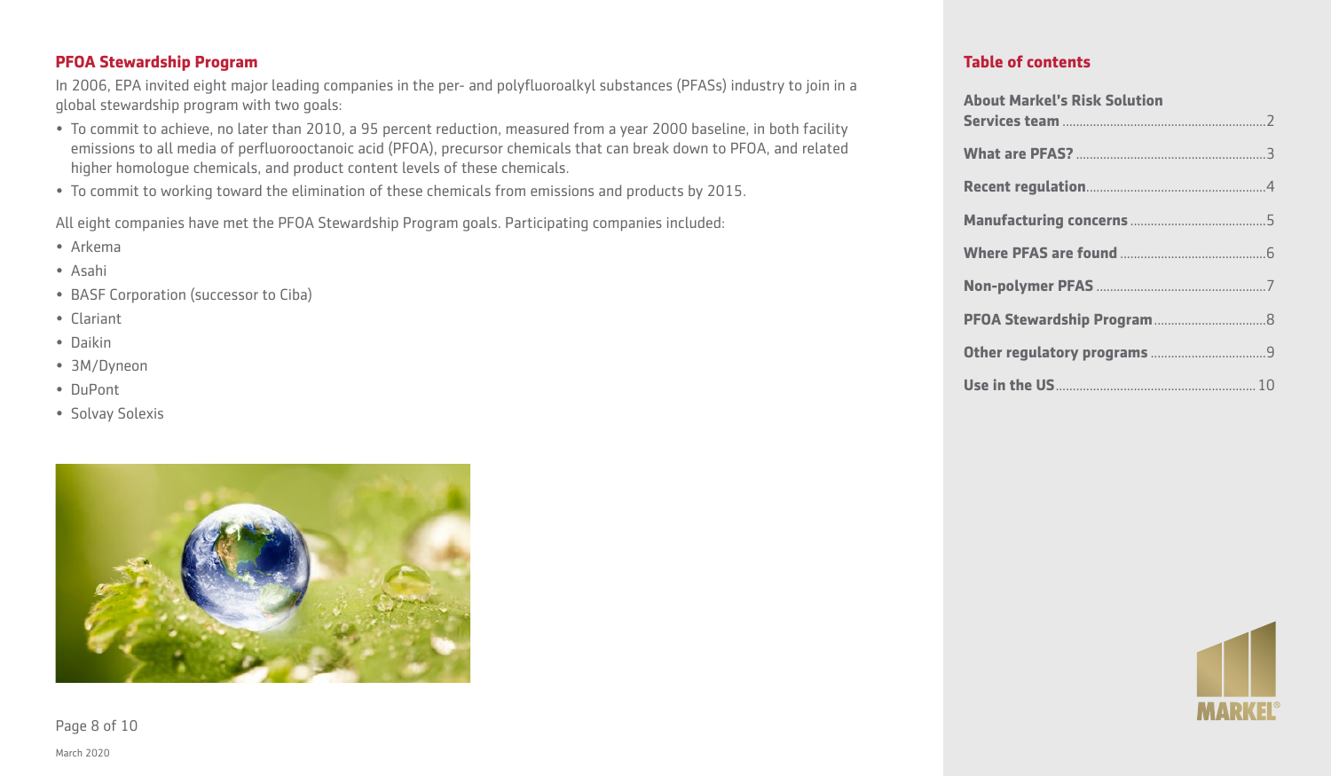## PFOA Stewardship Program

In 2006, EPA invited eight major leading companies in the per- and polyfluoroalkyl substances (PFASs) industry to join in a global stewardship program with two goals:

- To commit to achieve, no later than 2010, a 95 percent reduction, measured from a year 2000 baseline, in both facility emissions to all media of perfluorooctanoic acid (PFOA), precursor chemicals that can break down to PFOA, and related higher homologue chemicals, and product content levels of these chemicals.
- To commit to working toward the elimination of these chemicals from emissions and products by 2015.

All eight companies have met the PFOA Stewardship Program goals. Participating companies included:

- Arkema
- Asahi
- BASF Corporation (successor to Ciba)
- Clariant
- Daikin
- 3M/Dyneon
- DuPont
- Solvay Solexis

March 2020

## Table of contents

- About Markel's Risk Solution Services team ... 2
- What are PFAS? ... 3
- Recent regulation ... 4
- Manufacturing concerns ... 5
- Where PFAS are found ... 6
- Non-polymer PFAS ... 7
- PFOA Stewardship Program ... 8
- Other regulatory programs ... 9
- Use in the US ... 10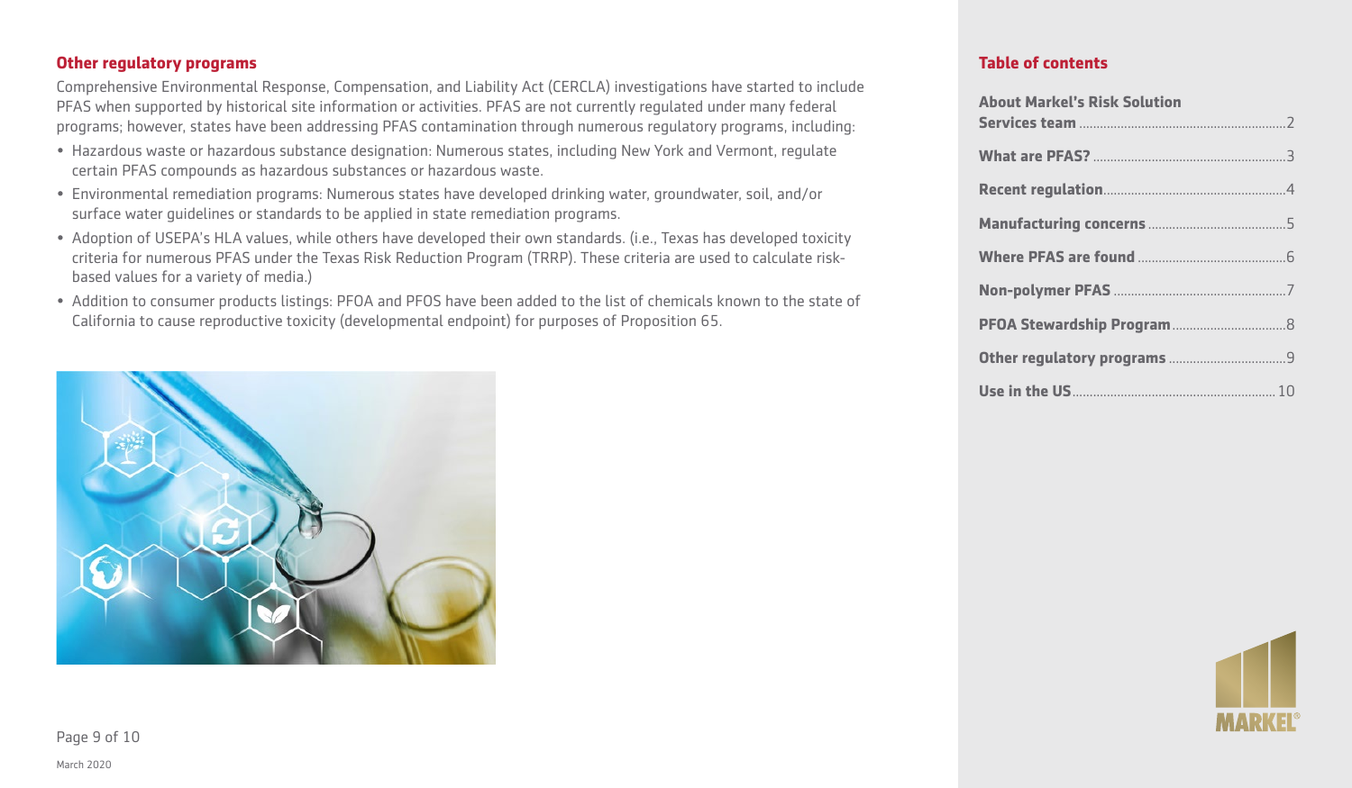## Other regulatory programs

Comprehensive Environmental Response, Compensation, and Liability Act (CERCLA) investigations have started to include PFAS when supported by historical site information or activities. PFAS are not currently regulated under many federal programs; however, states have been addressing PFAS contamination through numerous regulatory programs, including:

- Hazardous waste or hazardous substance designation: Numerous states, including New York and Vermont, regulate certain PFAS compounds as hazardous substances or hazardous waste.
- Environmental remediation programs: Numerous states have developed drinking water, groundwater, soil, and/or surface water guidelines or standards to be applied in state remediation programs.
- Adoption of USEPA's HLA values, while others have developed their own standards. (i.e., Texas has developed toxicity criteria for numerous PFAS under the Texas Risk Reduction Program (TRRP). These criteria are used to calculate risk-based values for a variety of media.)
- Addition to consumer products listings: PFOA and PFOS have been added to the list of chemicals known to the state of California to cause reproductive toxicity (developmental endpoint) for purposes of Proposition 65.

March 2020

## Table of contents

- About Markel's Risk Solution Services team ..... 2
- What are PFAS? ..... 3
- Recent regulation ..... 4
- Manufacturing concerns ..... 5
- Where PFAS are found ..... 6
- Non-polymer PFAS ..... 7
- PFOA Stewardship Program ..... 8
- Other regulatory programs ..... 9
- Use in the US ..... 10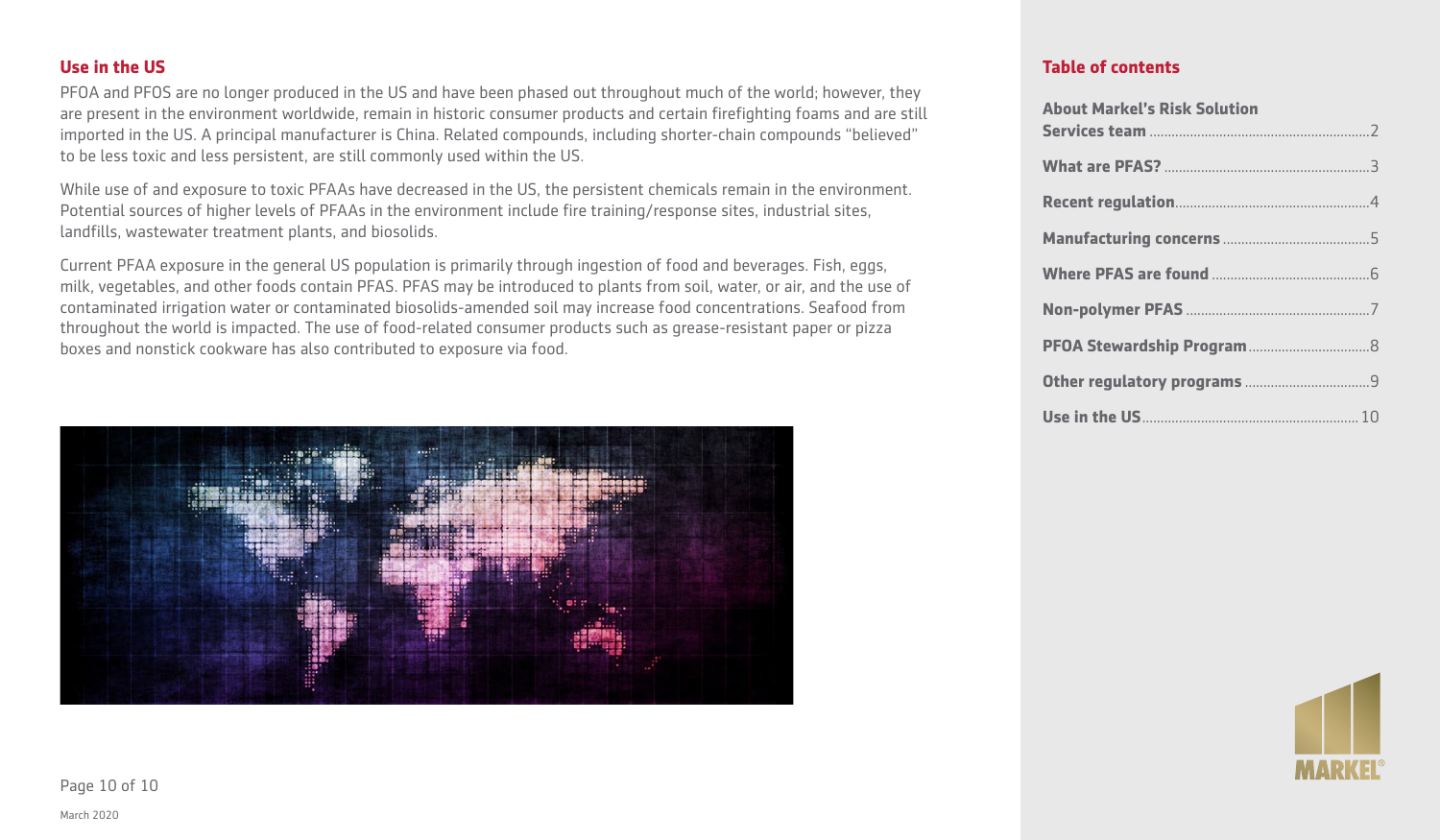## Use in the US

PFOA and PFOS are no longer produced in the US and have been phased out throughout much of the world; however, they are present in the environment worldwide, remain in historic consumer products and certain firefighting foams and are still imported in the US. A principal manufacturer is China. Related compounds, including shorter-chain compounds "believed" to be less toxic and less persistent, are still commonly used within the US.

While use of and exposure to toxic PFAAs have decreased in the US, the persistent chemicals remain in the environment. Potential sources of higher levels of PFAAs in the environment include fire training/response sites, industrial sites, landfills, wastewater treatment plants, and biosolids.

Current PFAA exposure in the general US population is primarily through ingestion of food and beverages. Fish, eggs, milk, vegetables, and other foods contain PFAS. PFAS may be introduced to plants from soil, water, or air, and the use of contaminated irrigation water or contaminated biosolids-amended soil may increase food concentrations. Seafood from throughout the world is impacted. The use of food-related consumer products such as grease-resistant paper or pizza boxes and nonstick cookware has also contributed to exposure via food.

March 2020

## Table of contents

- **About Markel's Risk Solution Services team** ... 2
- **What are PFAS?** ... 3
- **Recent regulation** ... 4
- **Manufacturing concerns** ... 5
- **Where PFAS are found** ... 6
- **Non-polymer PFAS** ... 7
- **PFOA Stewardship Program** ... 8
- **Other regulatory programs** ... 9
- **Use in the US** ... 10